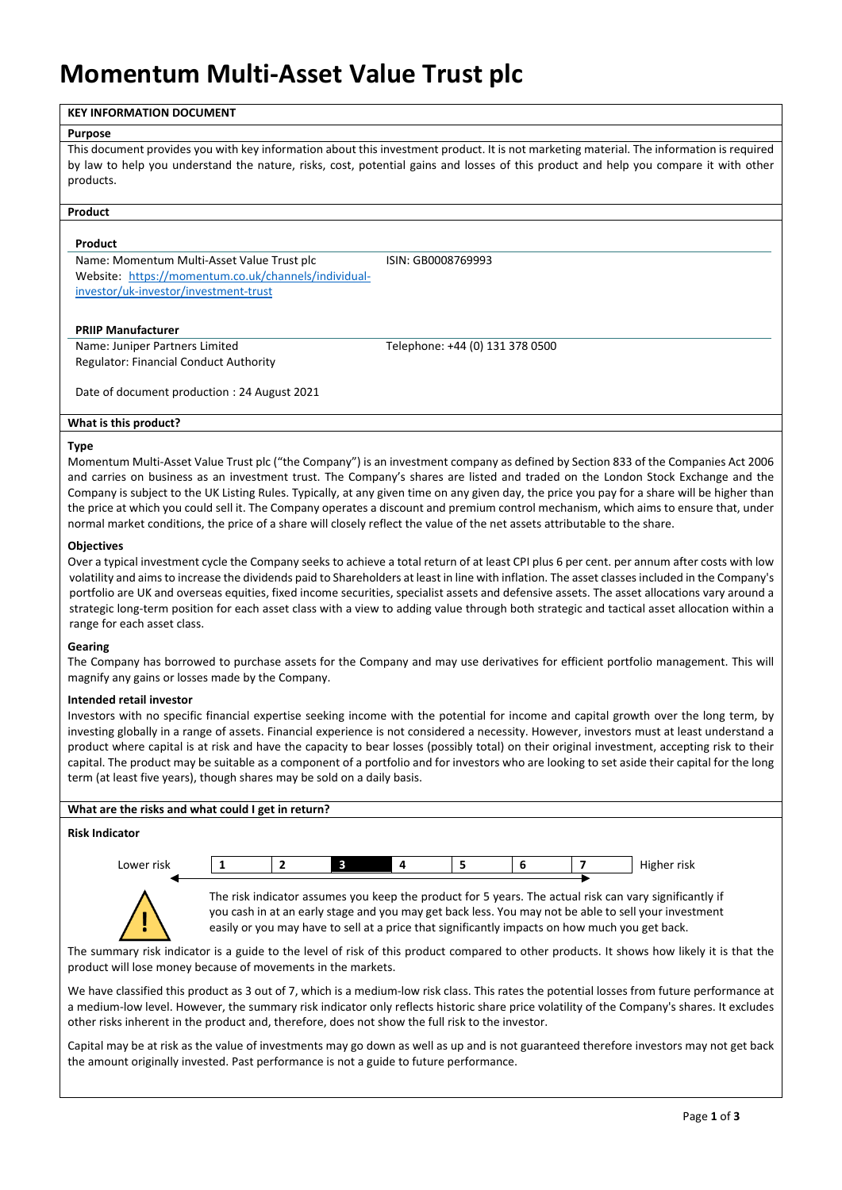# Momentum Multi-Asset Value Trust plc

## KEY INFORMATION DOCUMENT

### Purpose

This document provides you with key information about this investment product. It is not marketing material. The information is required by law to help you understand the nature, risks, cost, potential gains and losses of this product and help you compare it with other products.

### Product

**Product**

Name: Momentum Multi-Asset Value Trust plc

ISIN: GB0008769993

Website: https://momentum.co.uk/channels/individual-investor/uk-investor/investment-trust

**PRIIP Manufacturer**

Name: Juniper Partners Limited

Telephone: +44 (0) 131 378 0500

Regulator: Financial Conduct Authority

Date of document production : 24 August 2021

### What is this product?

**Type**

Momentum Multi-Asset Value Trust plc ("the Company") is an investment company as defined by Section 833 of the Companies Act 2006 and carries on business as an investment trust. The Company's shares are listed and traded on the London Stock Exchange and the Company is subject to the UK Listing Rules. Typically, at any given time on any given day, the price you pay for a share will be higher than the price at which you could sell it. The Company operates a discount and premium control mechanism, which aims to ensure that, under normal market conditions, the price of a share will closely reflect the value of the net assets attributable to the share.

**Objectives**

Over a typical investment cycle the Company seeks to achieve a total return of at least CPI plus 6 per cent. per annum after costs with low volatility and aims to increase the dividends paid to Shareholders at least in line with inflation. The asset classes included in the Company's portfolio are UK and overseas equities, fixed income securities, specialist assets and defensive assets. The asset allocations vary around a strategic long-term position for each asset class with a view to adding value through both strategic and tactical asset allocation within a range for each asset class.

**Gearing**

The Company has borrowed to purchase assets for the Company and may use derivatives for efficient portfolio management. This will magnify any gains or losses made by the Company.

**Intended retail investor**

Investors with no specific financial expertise seeking income with the potential for income and capital growth over the long term, by investing globally in a range of assets. Financial experience is not considered a necessity. However, investors must at least understand a product where capital is at risk and have the capacity to bear losses (possibly total) on their original investment, accepting risk to their capital. The product may be suitable as a component of a portfolio and for investors who are looking to set aside their capital for the long term (at least five years), though shares may be sold on a daily basis.

### What are the risks and what could I get in return?

**Risk Indicator**

| Lower risk | 1 | 2 | **3** | 4 | 5 | 6 | 7 | Higher risk |
|---|---|---|---|---|---|---|---|---|

The risk indicator assumes you keep the product for 5 years. The actual risk can vary significantly if you cash in at an early stage and you may get back less. You may not be able to sell your investment easily or you may have to sell at a price that significantly impacts on how much you get back.

The summary risk indicator is a guide to the level of risk of this product compared to other products. It shows how likely it is that the product will lose money because of movements in the markets.

We have classified this product as 3 out of 7, which is a medium-low risk class. This rates the potential losses from future performance at a medium-low level. However, the summary risk indicator only reflects historic share price volatility of the Company's shares. It excludes other risks inherent in the product and, therefore, does not show the full risk to the investor.

Capital may be at risk as the value of investments may go down as well as up and is not guaranteed therefore investors may not get back the amount originally invested. Past performance is not a guide to future performance.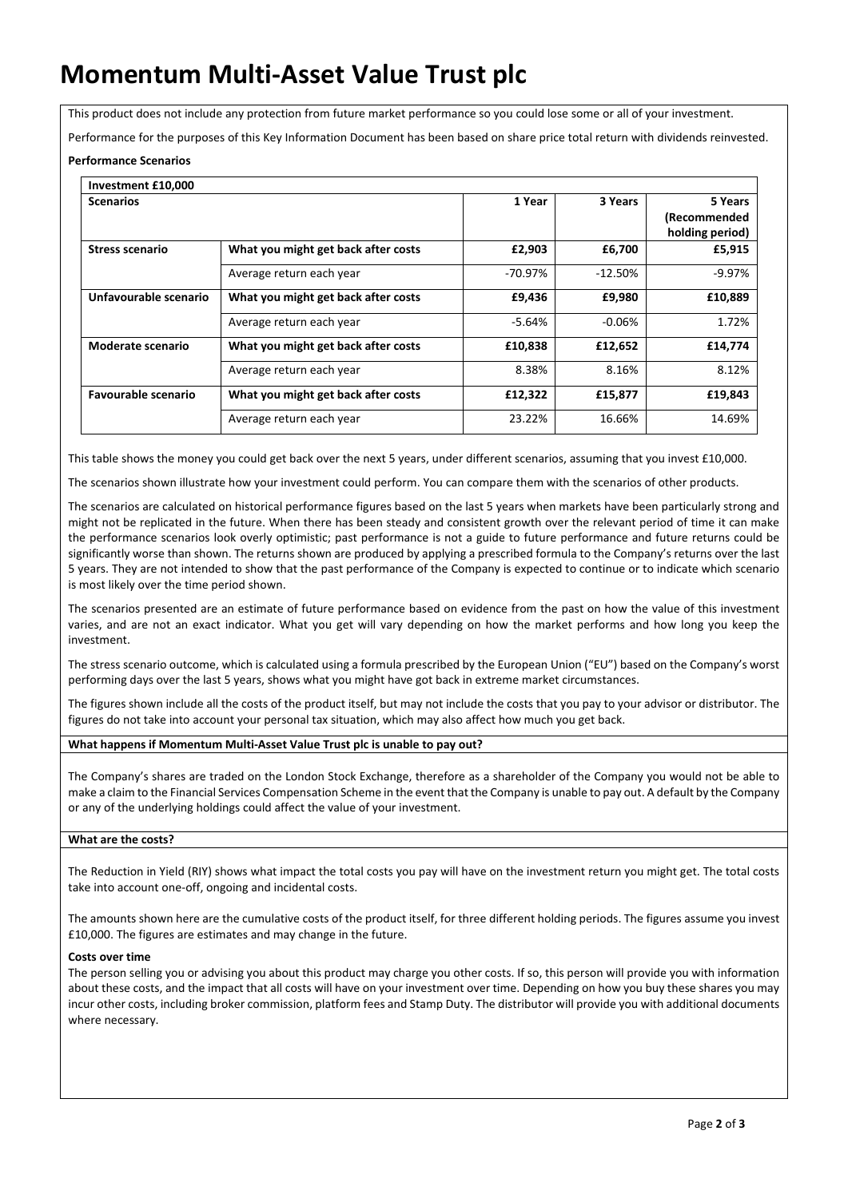# Momentum Multi-Asset Value Trust plc

This product does not include any protection from future market performance so you could lose some or all of your investment.

Performance for the purposes of this Key Information Document has been based on share price total return with dividends reinvested.

**Performance Scenarios**

| **Investment £10,000** | | | | |
|---|---|---|---|---|
| **Scenarios** | | **1 Year** | **3 Years** | **5 Years (Recommended holding period)** |
| **Stress scenario** | **What you might get back after costs** | **£2,903** | **£6,700** | **£5,915** |
| | Average return each year | -70.97% | -12.50% | -9.97% |
| **Unfavourable scenario** | **What you might get back after costs** | **£9,436** | **£9,980** | **£10,889** |
| | Average return each year | -5.64% | -0.06% | 1.72% |
| **Moderate scenario** | **What you might get back after costs** | **£10,838** | **£12,652** | **£14,774** |
| | Average return each year | 8.38% | 8.16% | 8.12% |
| **Favourable scenario** | **What you might get back after costs** | **£12,322** | **£15,877** | **£19,843** |
| | Average return each year | 23.22% | 16.66% | 14.69% |

This table shows the money you could get back over the next 5 years, under different scenarios, assuming that you invest £10,000.

The scenarios shown illustrate how your investment could perform. You can compare them with the scenarios of other products.

The scenarios are calculated on historical performance figures based on the last 5 years when markets have been particularly strong and might not be replicated in the future. When there has been steady and consistent growth over the relevant period of time it can make the performance scenarios look overly optimistic; past performance is not a guide to future performance and future returns could be significantly worse than shown. The returns shown are produced by applying a prescribed formula to the Company's returns over the last 5 years. They are not intended to show that the past performance of the Company is expected to continue or to indicate which scenario is most likely over the time period shown.

The scenarios presented are an estimate of future performance based on evidence from the past on how the value of this investment varies, and are not an exact indicator. What you get will vary depending on how the market performs and how long you keep the investment.

The stress scenario outcome, which is calculated using a formula prescribed by the European Union ("EU") based on the Company's worst performing days over the last 5 years, shows what you might have got back in extreme market circumstances.

The figures shown include all the costs of the product itself, but may not include the costs that you pay to your advisor or distributor. The figures do not take into account your personal tax situation, which may also affect how much you get back.

**What happens if Momentum Multi-Asset Value Trust plc is unable to pay out?**

The Company's shares are traded on the London Stock Exchange, therefore as a shareholder of the Company you would not be able to make a claim to the Financial Services Compensation Scheme in the event that the Company is unable to pay out. A default by the Company or any of the underlying holdings could affect the value of your investment.

**What are the costs?**

The Reduction in Yield (RIY) shows what impact the total costs you pay will have on the investment return you might get. The total costs take into account one-off, ongoing and incidental costs.

The amounts shown here are the cumulative costs of the product itself, for three different holding periods. The figures assume you invest £10,000. The figures are estimates and may change in the future.

**Costs over time**

The person selling you or advising you about this product may charge you other costs. If so, this person will provide you with information about these costs, and the impact that all costs will have on your investment over time. Depending on how you buy these shares you may incur other costs, including broker commission, platform fees and Stamp Duty. The distributor will provide you with additional documents where necessary.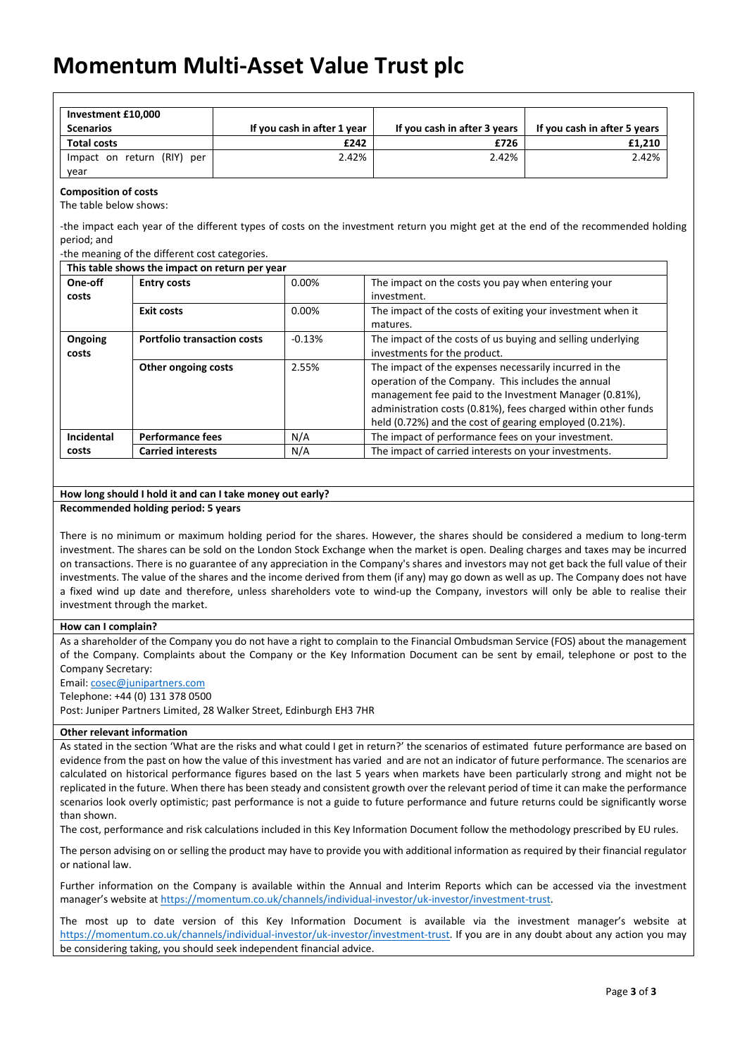# Momentum Multi-Asset Value Trust plc

| Investment £10,000<br>Scenarios | If you cash in after 1 year | If you cash in after 3 years | If you cash in after 5 years |
|---|---|---|---|
| **Total costs** | **£242** | **£726** | **£1,210** |
| Impact on return (RIY) per year | 2.42% | 2.42% | 2.42% |

**Composition of costs**

The table below shows:

-the impact each year of the different types of costs on the investment return you might get at the end of the recommended holding period; and

-the meaning of the different cost categories.

| This table shows the impact on return per year | | | |
|---|---|---|---|
| **One-off costs** | **Entry costs** | 0.00% | The impact on the costs you pay when entering your investment. |
| | **Exit costs** | 0.00% | The impact of the costs of exiting your investment when it matures. |
| **Ongoing costs** | **Portfolio transaction costs** | -0.13% | The impact of the costs of us buying and selling underlying investments for the product. |
| | **Other ongoing costs** | 2.55% | The impact of the expenses necessarily incurred in the operation of the Company. This includes the annual management fee paid to the Investment Manager (0.81%), administration costs (0.81%), fees charged within other funds held (0.72%) and the cost of gearing employed (0.21%). |
| **Incidental costs** | **Performance fees** | N/A | The impact of performance fees on your investment. |
| | **Carried interests** | N/A | The impact of carried interests on your investments. |

**How long should I hold it and can I take money out early?**

**Recommended holding period: 5 years**

There is no minimum or maximum holding period for the shares. However, the shares should be considered a medium to long-term investment. The shares can be sold on the London Stock Exchange when the market is open. Dealing charges and taxes may be incurred on transactions. There is no guarantee of any appreciation in the Company's shares and investors may not get back the full value of their investments. The value of the shares and the income derived from them (if any) may go down as well as up. The Company does not have a fixed wind up date and therefore, unless shareholders vote to wind-up the Company, investors will only be able to realise their investment through the market.

**How can I complain?**

As a shareholder of the Company you do not have a right to complain to the Financial Ombudsman Service (FOS) about the management of the Company. Complaints about the Company or the Key Information Document can be sent by email, telephone or post to the Company Secretary:

Email: cosec@junipartners.com

Telephone: +44 (0) 131 378 0500

Post: Juniper Partners Limited, 28 Walker Street, Edinburgh EH3 7HR

**Other relevant information**

As stated in the section 'What are the risks and what could I get in return?' the scenarios of estimated future performance are based on evidence from the past on how the value of this investment has varied and are not an indicator of future performance. The scenarios are calculated on historical performance figures based on the last 5 years when markets have been particularly strong and might not be replicated in the future. When there has been steady and consistent growth over the relevant period of time it can make the performance scenarios look overly optimistic; past performance is not a guide to future performance and future returns could be significantly worse than shown.

The cost, performance and risk calculations included in this Key Information Document follow the methodology prescribed by EU rules.

The person advising on or selling the product may have to provide you with additional information as required by their financial regulator or national law.

Further information on the Company is available within the Annual and Interim Reports which can be accessed via the investment manager's website at https://momentum.co.uk/channels/individual-investor/uk-investor/investment-trust.

The most up to date version of this Key Information Document is available via the investment manager's website at https://momentum.co.uk/channels/individual-investor/uk-investor/investment-trust. If you are in any doubt about any action you may be considering taking, you should seek independent financial advice.